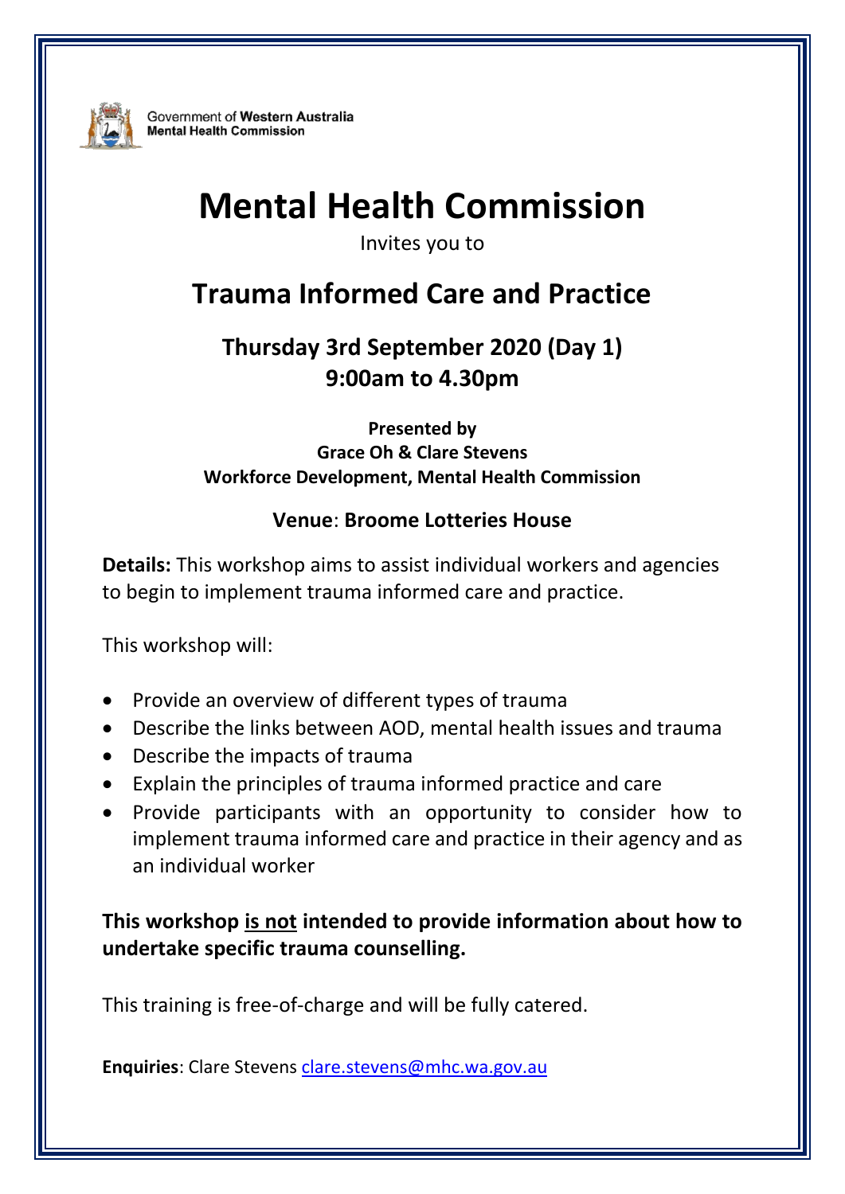Government of **Western Australia**
**Mental Health Commission**

# Mental Health Commission

Invites you to

## Trauma Informed Care and Practice

### Thursday 3rd September 2020 (Day 1)
### 9:00am to 4.30pm

**Presented by**
**Grace Oh & Clare Stevens**
**Workforce Development, Mental Health Commission**

**Venue**: **Broome Lotteries House**

**Details:** This workshop aims to assist individual workers and agencies to begin to implement trauma informed care and practice.

This workshop will:

- Provide an overview of different types of trauma
- Describe the links between AOD, mental health issues and trauma
- Describe the impacts of trauma
- Explain the principles of trauma informed practice and care
- Provide participants with an opportunity to consider how to implement trauma informed care and practice in their agency and as an individual worker

**This workshop <u>is not</u> intended to provide information about how to undertake specific trauma counselling.**

This training is free-of-charge and will be fully catered.

**Enquiries**: Clare Stevens clare.stevens@mhc.wa.gov.au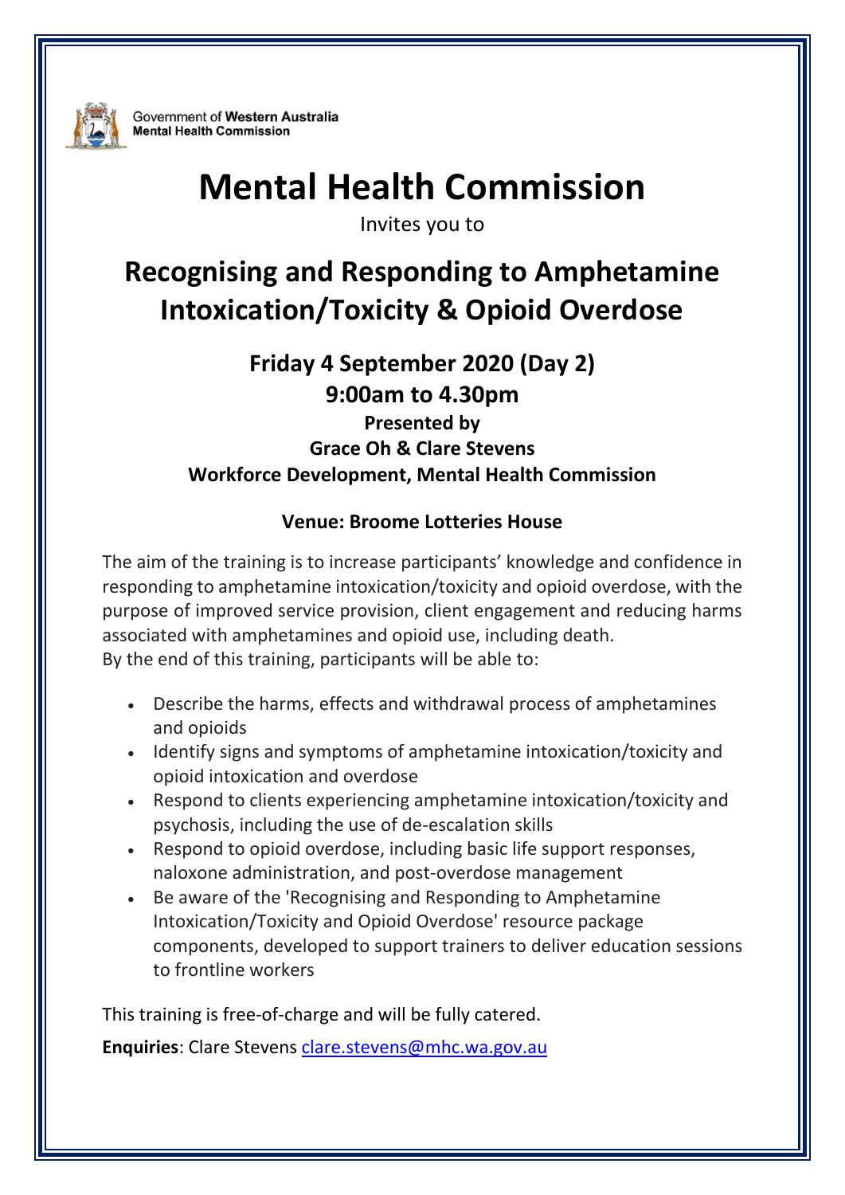Government of **Western Australia**
**Mental Health Commission**

# Mental Health Commission

Invites you to

## Recognising and Responding to Amphetamine Intoxication/Toxicity & Opioid Overdose

### Friday 4 September 2020 (Day 2)
### 9:00am to 4.30pm

**Presented by**
**Grace Oh & Clare Stevens**
**Workforce Development, Mental Health Commission**

**Venue: Broome Lotteries House**

The aim of the training is to increase participants' knowledge and confidence in responding to amphetamine intoxication/toxicity and opioid overdose, with the purpose of improved service provision, client engagement and reducing harms associated with amphetamines and opioid use, including death.
By the end of this training, participants will be able to:

- Describe the harms, effects and withdrawal process of amphetamines and opioids
- Identify signs and symptoms of amphetamine intoxication/toxicity and opioid intoxication and overdose
- Respond to clients experiencing amphetamine intoxication/toxicity and psychosis, including the use of de-escalation skills
- Respond to opioid overdose, including basic life support responses, naloxone administration, and post-overdose management
- Be aware of the 'Recognising and Responding to Amphetamine Intoxication/Toxicity and Opioid Overdose' resource package components, developed to support trainers to deliver education sessions to frontline workers

This training is free-of-charge and will be fully catered.

**Enquiries**: Clare Stevens clare.stevens@mhc.wa.gov.au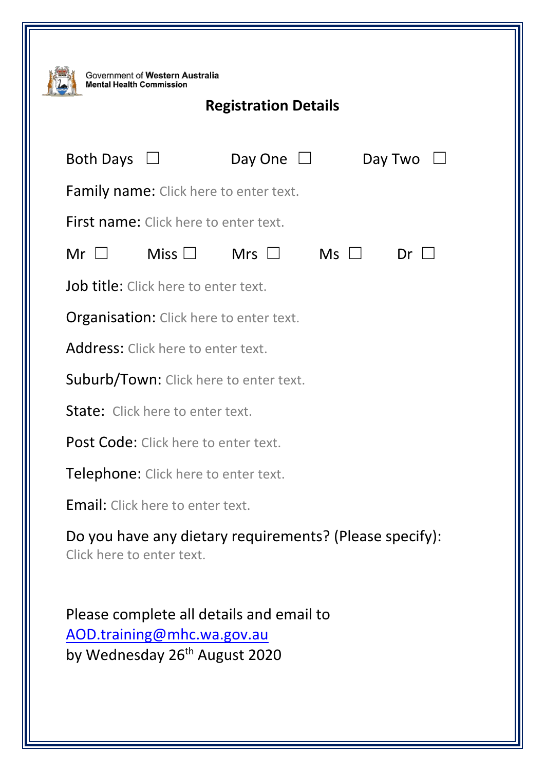Government of **Western Australia**
**Mental Health Commission**

## Registration Details

Both Days ☐ Day One ☐ Day Two ☐

Family name: Click here to enter text.

First name: Click here to enter text.

Mr ☐ Miss ☐ Mrs ☐ Ms ☐ Dr ☐

Job title: Click here to enter text.

Organisation: Click here to enter text.

Address: Click here to enter text.

Suburb/Town: Click here to enter text.

State: Click here to enter text.

Post Code: Click here to enter text.

Telephone: Click here to enter text.

Email: Click here to enter text.

Do you have any dietary requirements? (Please specify):
Click here to enter text.

Please complete all details and email to
AOD.training@mhc.wa.gov.au
by Wednesday 26th August 2020